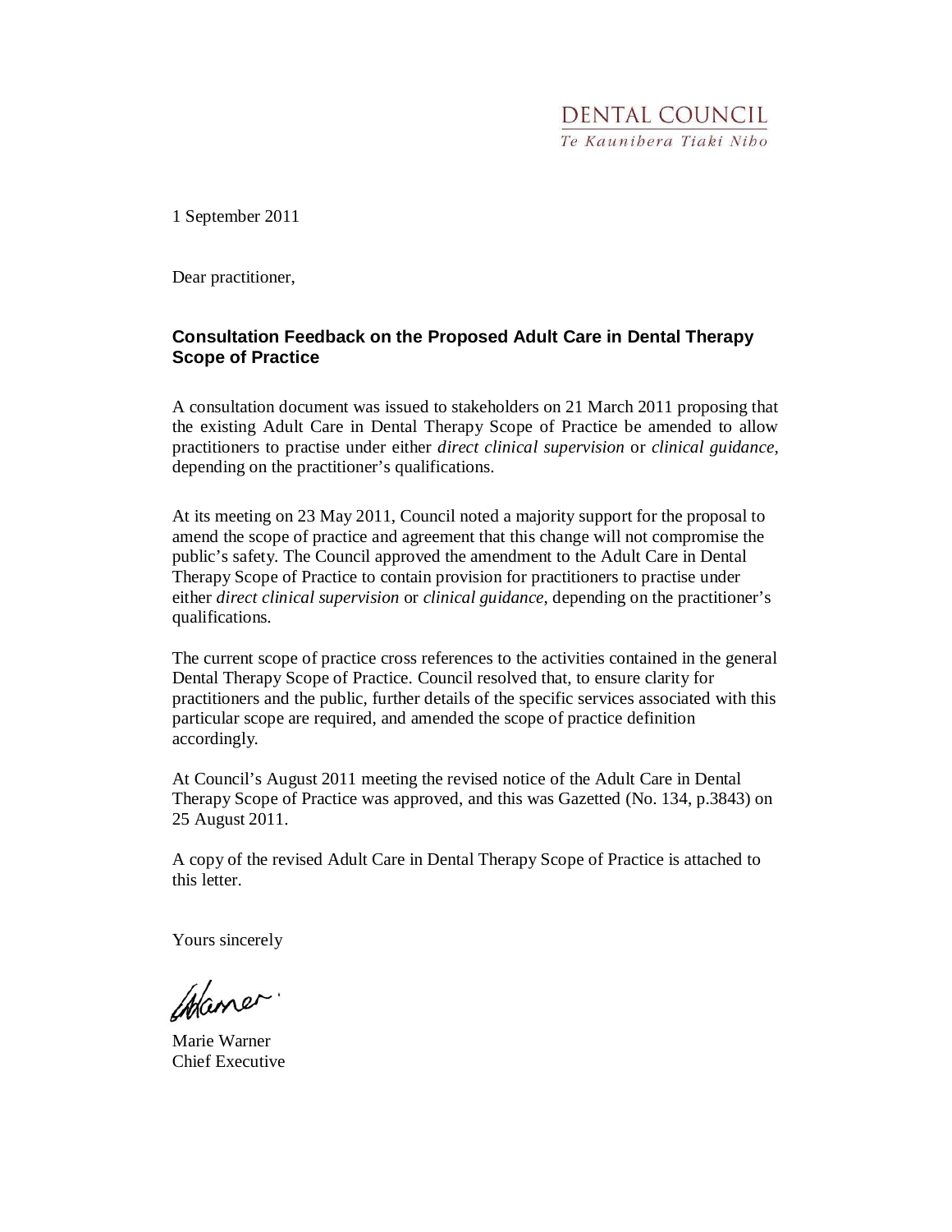DENTAL COUNCIL
*Te Kaunihera Tiaki Niho*

1 September 2011

Dear practitioner,

**Consultation Feedback on the Proposed Adult Care in Dental Therapy Scope of Practice**

A consultation document was issued to stakeholders on 21 March 2011 proposing that the existing Adult Care in Dental Therapy Scope of Practice be amended to allow practitioners to practise under either *direct clinical supervision* or *clinical guidance*, depending on the practitioner's qualifications.

At its meeting on 23 May 2011, Council noted a majority support for the proposal to amend the scope of practice and agreement that this change will not compromise the public's safety. The Council approved the amendment to the Adult Care in Dental Therapy Scope of Practice to contain provision for practitioners to practise under either *direct clinical supervision* or *clinical guidance*, depending on the practitioner's qualifications.

The current scope of practice cross references to the activities contained in the general Dental Therapy Scope of Practice. Council resolved that, to ensure clarity for practitioners and the public, further details of the specific services associated with this particular scope are required, and amended the scope of practice definition accordingly.

At Council's August 2011 meeting the revised notice of the Adult Care in Dental Therapy Scope of Practice was approved, and this was Gazetted (No. 134, p.3843) on 25 August 2011.

A copy of the revised Adult Care in Dental Therapy Scope of Practice is attached to this letter.

Yours sincerely

Marie Warner
Chief Executive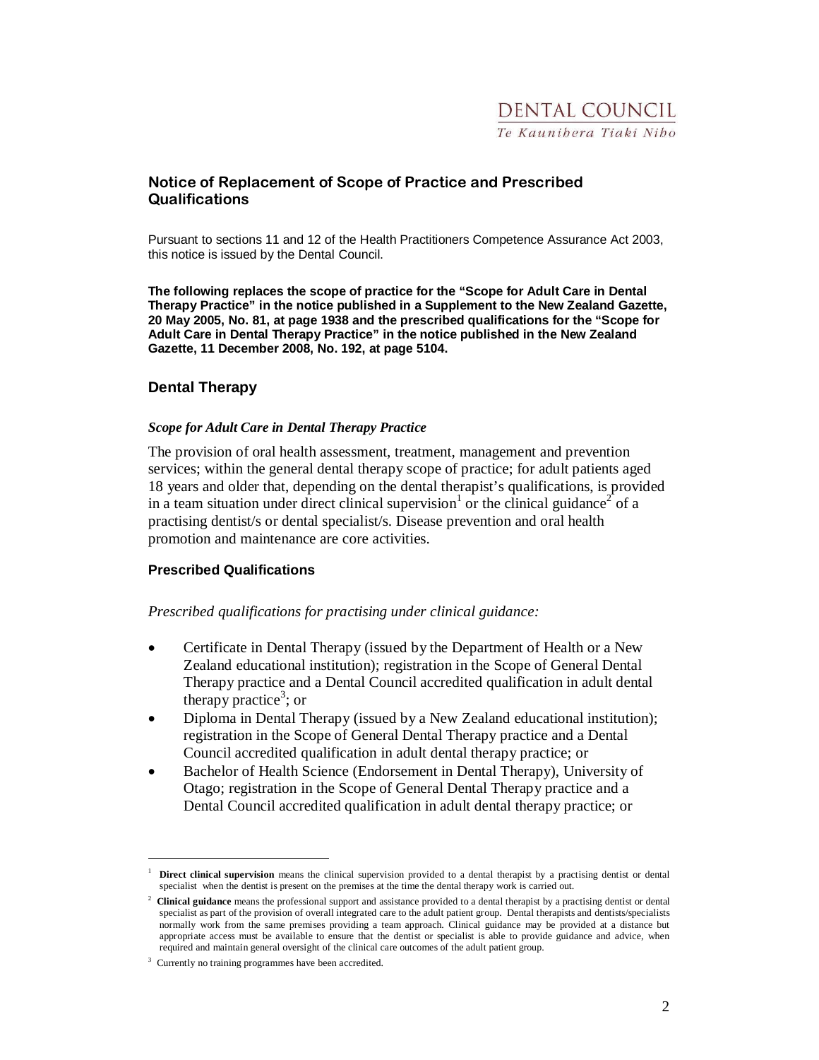DENTAL COUNCIL

*Te Kaunihera Tiaki Niho*

## Notice of Replacement of Scope of Practice and Prescribed Qualifications

Pursuant to sections 11 and 12 of the Health Practitioners Competence Assurance Act 2003, this notice is issued by the Dental Council.

**The following replaces the scope of practice for the "Scope for Adult Care in Dental Therapy Practice" in the notice published in a Supplement to the New Zealand Gazette, 20 May 2005, No. 81, at page 1938 and the prescribed qualifications for the "Scope for Adult Care in Dental Therapy Practice" in the notice published in the New Zealand Gazette, 11 December 2008, No. 192, at page 5104.**

## Dental Therapy

### *Scope for Adult Care in Dental Therapy Practice*

The provision of oral health assessment, treatment, management and prevention services; within the general dental therapy scope of practice; for adult patients aged 18 years and older that, depending on the dental therapist's qualifications, is provided in a team situation under direct clinical supervision[1] or the clinical guidance[2] of a practising dentist/s or dental specialist/s. Disease prevention and oral health promotion and maintenance are core activities.

### Prescribed Qualifications

*Prescribed qualifications for practising under clinical guidance:*

- Certificate in Dental Therapy (issued by the Department of Health or a New Zealand educational institution); registration in the Scope of General Dental Therapy practice and a Dental Council accredited qualification in adult dental therapy practice[3]; or
- Diploma in Dental Therapy (issued by a New Zealand educational institution); registration in the Scope of General Dental Therapy practice and a Dental Council accredited qualification in adult dental therapy practice; or
- Bachelor of Health Science (Endorsement in Dental Therapy), University of Otago; registration in the Scope of General Dental Therapy practice and a Dental Council accredited qualification in adult dental therapy practice; or

---

[1] **Direct clinical supervision** means the clinical supervision provided to a dental therapist by a practising dentist or dental specialist when the dentist is present on the premises at the time the dental therapy work is carried out.

[2] **Clinical guidance** means the professional support and assistance provided to a dental therapist by a practising dentist or dental specialist as part of the provision of overall integrated care to the adult patient group. Dental therapists and dentists/specialists normally work from the same premises providing a team approach. Clinical guidance may be provided at a distance but appropriate access must be available to ensure that the dentist or specialist is able to provide guidance and advice, when required and maintain general oversight of the clinical care outcomes of the adult patient group.

[3] Currently no training programmes have been accredited.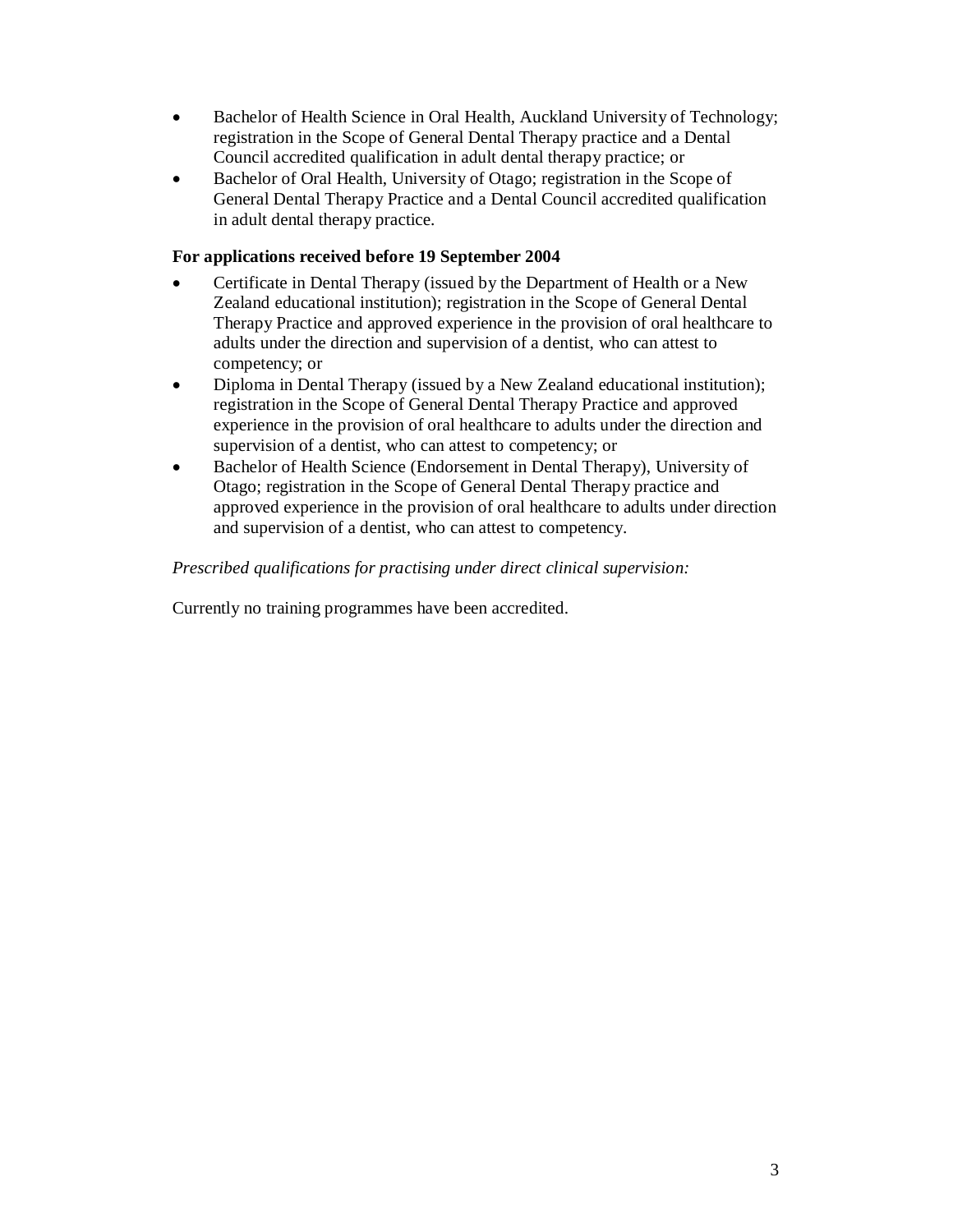- Bachelor of Health Science in Oral Health, Auckland University of Technology; registration in the Scope of General Dental Therapy practice and a Dental Council accredited qualification in adult dental therapy practice; or
- Bachelor of Oral Health, University of Otago; registration in the Scope of General Dental Therapy Practice and a Dental Council accredited qualification in adult dental therapy practice.

**For applications received before 19 September 2004**

- Certificate in Dental Therapy (issued by the Department of Health or a New Zealand educational institution); registration in the Scope of General Dental Therapy Practice and approved experience in the provision of oral healthcare to adults under the direction and supervision of a dentist, who can attest to competency; or
- Diploma in Dental Therapy (issued by a New Zealand educational institution); registration in the Scope of General Dental Therapy Practice and approved experience in the provision of oral healthcare to adults under the direction and supervision of a dentist, who can attest to competency; or
- Bachelor of Health Science (Endorsement in Dental Therapy), University of Otago; registration in the Scope of General Dental Therapy practice and approved experience in the provision of oral healthcare to adults under direction and supervision of a dentist, who can attest to competency.

*Prescribed qualifications for practising under direct clinical supervision:*

Currently no training programmes have been accredited.